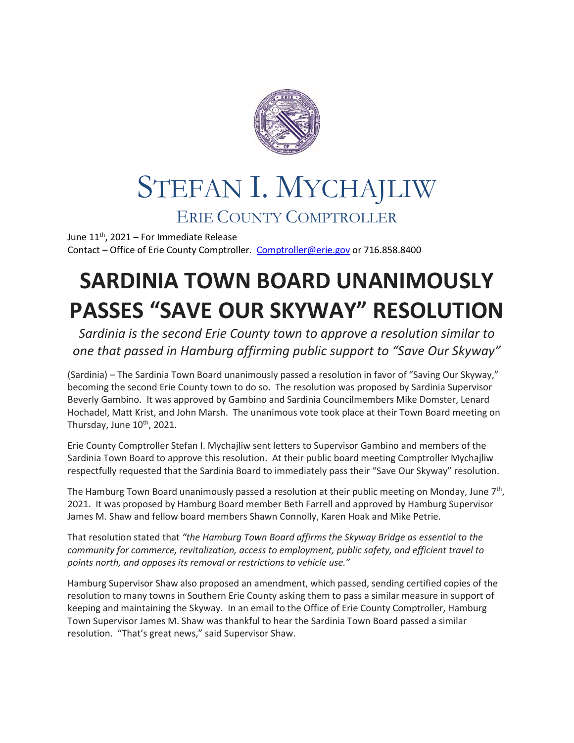# STEFAN I. MYCHAJLIW

## ERIE COUNTY COMPTROLLER

June 11th, 2021 – For Immediate Release
Contact – Office of Erie County Comptroller. Comptroller@erie.gov or 716.858.8400

# SARDINIA TOWN BOARD UNANIMOUSLY PASSES "SAVE OUR SKYWAY" RESOLUTION

*Sardinia is the second Erie County town to approve a resolution similar to one that passed in Hamburg affirming public support to "Save Our Skyway"*

(Sardinia) – The Sardinia Town Board unanimously passed a resolution in favor of "Saving Our Skyway," becoming the second Erie County town to do so. The resolution was proposed by Sardinia Supervisor Beverly Gambino. It was approved by Gambino and Sardinia Councilmembers Mike Domster, Lenard Hochadel, Matt Krist, and John Marsh. The unanimous vote took place at their Town Board meeting on Thursday, June 10th, 2021.

Erie County Comptroller Stefan I. Mychajliw sent letters to Supervisor Gambino and members of the Sardinia Town Board to approve this resolution. At their public board meeting Comptroller Mychajliw respectfully requested that the Sardinia Board to immediately pass their "Save Our Skyway" resolution.

The Hamburg Town Board unanimously passed a resolution at their public meeting on Monday, June 7th, 2021. It was proposed by Hamburg Board member Beth Farrell and approved by Hamburg Supervisor James M. Shaw and fellow board members Shawn Connolly, Karen Hoak and Mike Petrie.

That resolution stated that *"the Hamburg Town Board affirms the Skyway Bridge as essential to the community for commerce, revitalization, access to employment, public safety, and efficient travel to points north, and opposes its removal or restrictions to vehicle use."*

Hamburg Supervisor Shaw also proposed an amendment, which passed, sending certified copies of the resolution to many towns in Southern Erie County asking them to pass a similar measure in support of keeping and maintaining the Skyway. In an email to the Office of Erie County Comptroller, Hamburg Town Supervisor James M. Shaw was thankful to hear the Sardinia Town Board passed a similar resolution. "That's great news," said Supervisor Shaw.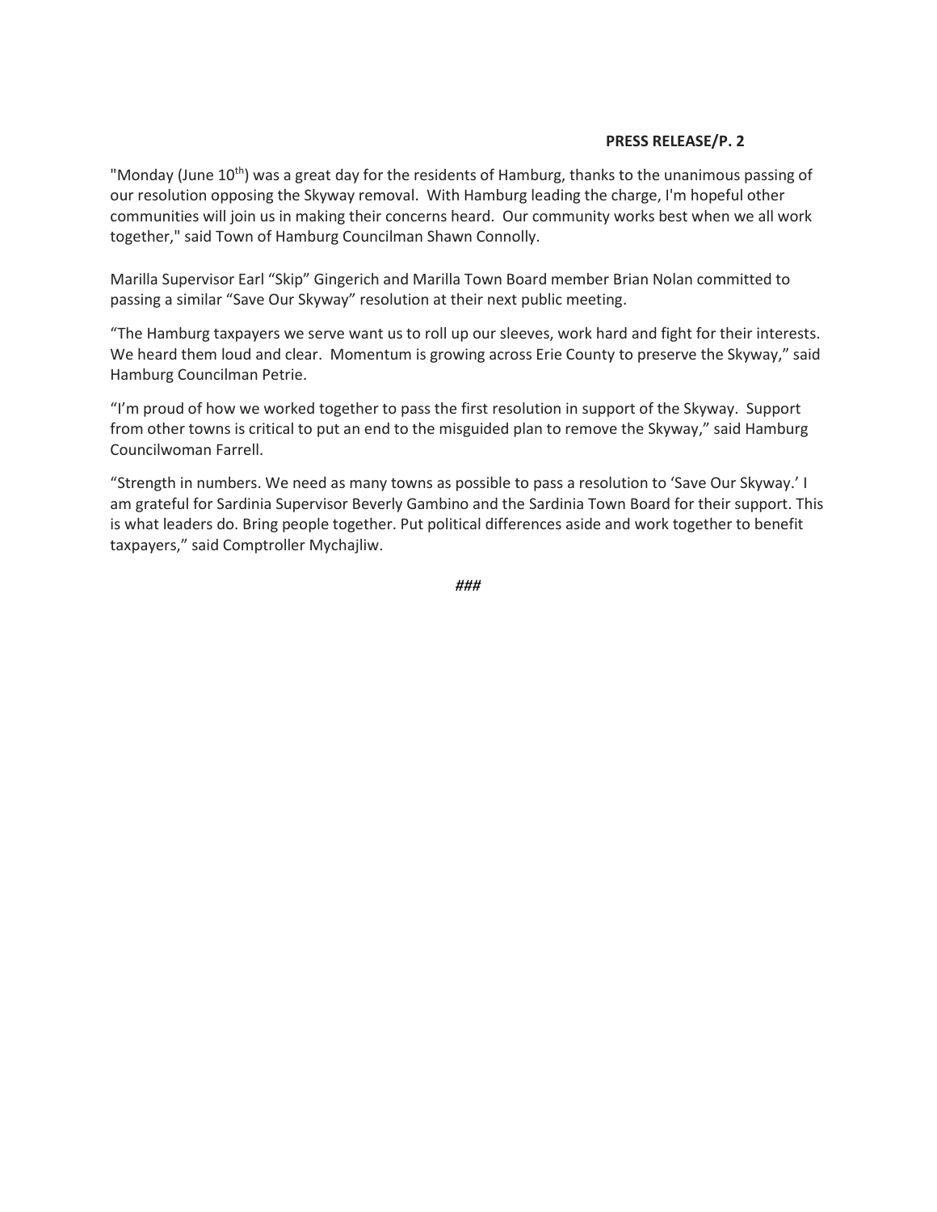"Monday (June 10th) was a great day for the residents of Hamburg, thanks to the unanimous passing of our resolution opposing the Skyway removal. With Hamburg leading the charge, I'm hopeful other communities will join us in making their concerns heard. Our community works best when we all work together," said Town of Hamburg Councilman Shawn Connolly.

Marilla Supervisor Earl "Skip" Gingerich and Marilla Town Board member Brian Nolan committed to passing a similar "Save Our Skyway" resolution at their next public meeting.

"The Hamburg taxpayers we serve want us to roll up our sleeves, work hard and fight for their interests. We heard them loud and clear. Momentum is growing across Erie County to preserve the Skyway," said Hamburg Councilman Petrie.

"I'm proud of how we worked together to pass the first resolution in support of the Skyway. Support from other towns is critical to put an end to the misguided plan to remove the Skyway," said Hamburg Councilwoman Farrell.

"Strength in numbers. We need as many towns as possible to pass a resolution to 'Save Our Skyway.' I am grateful for Sardinia Supervisor Beverly Gambino and the Sardinia Town Board for their support. This is what leaders do. Bring people together. Put political differences aside and work together to benefit taxpayers," said Comptroller Mychajliw.

###